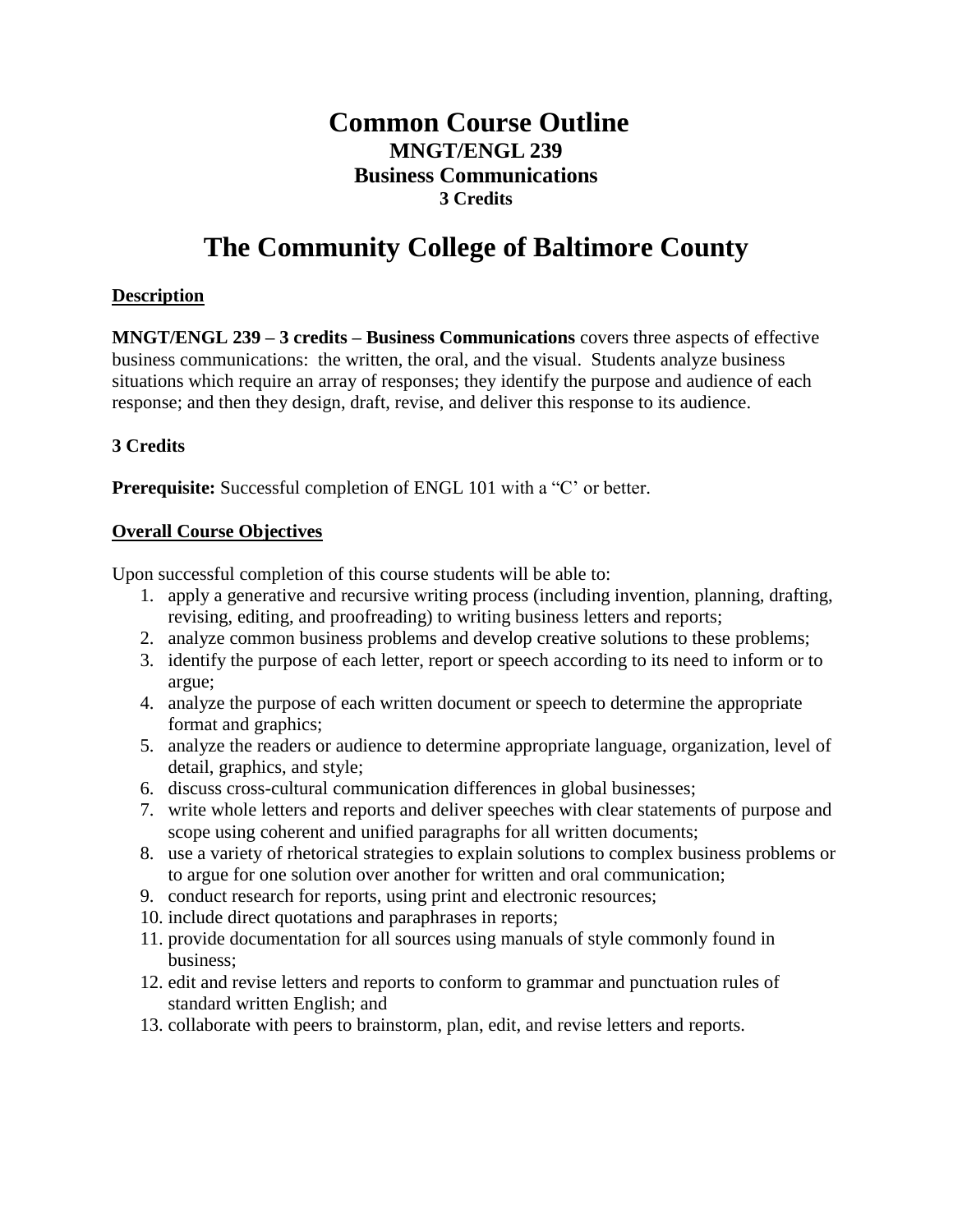# Common Course Outline

## MNGT/ENGL 239
## Business Communications
### 3 Credits

# The Community College of Baltimore County

## Description

**MNGT/ENGL 239 – 3 credits – Business Communications** covers three aspects of effective business communications: the written, the oral, and the visual. Students analyze business situations which require an array of responses; they identify the purpose and audience of each response; and then they design, draft, revise, and deliver this response to its audience.

**3 Credits**

**Prerequisite:** Successful completion of ENGL 101 with a "C' or better.

## Overall Course Objectives

Upon successful completion of this course students will be able to:

1. apply a generative and recursive writing process (including invention, planning, drafting, revising, editing, and proofreading) to writing business letters and reports;
2. analyze common business problems and develop creative solutions to these problems;
3. identify the purpose of each letter, report or speech according to its need to inform or to argue;
4. analyze the purpose of each written document or speech to determine the appropriate format and graphics;
5. analyze the readers or audience to determine appropriate language, organization, level of detail, graphics, and style;
6. discuss cross-cultural communication differences in global businesses;
7. write whole letters and reports and deliver speeches with clear statements of purpose and scope using coherent and unified paragraphs for all written documents;
8. use a variety of rhetorical strategies to explain solutions to complex business problems or to argue for one solution over another for written and oral communication;
9. conduct research for reports, using print and electronic resources;
10. include direct quotations and paraphrases in reports;
11. provide documentation for all sources using manuals of style commonly found in business;
12. edit and revise letters and reports to conform to grammar and punctuation rules of standard written English; and
13. collaborate with peers to brainstorm, plan, edit, and revise letters and reports.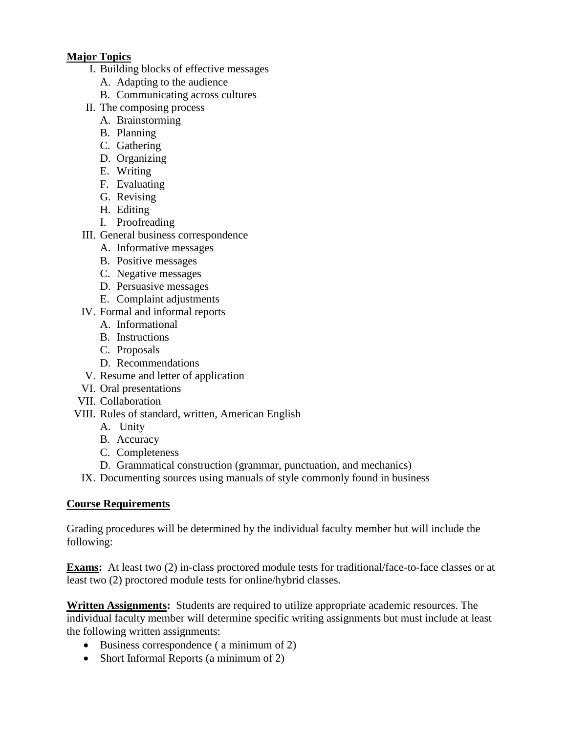**Major Topics**

I. Building blocks of effective messages
    A. Adapting to the audience
    B. Communicating across cultures
II. The composing process
    A. Brainstorming
    B. Planning
    C. Gathering
    D. Organizing
    E. Writing
    F. Evaluating
    G. Revising
    H. Editing
    I. Proofreading
III. General business correspondence
    A. Informative messages
    B. Positive messages
    C. Negative messages
    D. Persuasive messages
    E. Complaint adjustments
IV. Formal and informal reports
    A. Informational
    B. Instructions
    C. Proposals
    D. Recommendations
V. Resume and letter of application
VI. Oral presentations
VII. Collaboration
VIII. Rules of standard, written, American English
    A. Unity
    B. Accuracy
    C. Completeness
    D. Grammatical construction (grammar, punctuation, and mechanics)
IX. Documenting sources using manuals of style commonly found in business

**Course Requirements**

Grading procedures will be determined by the individual faculty member but will include the following:

**Exams:** At least two (2) in-class proctored module tests for traditional/face-to-face classes or at least two (2) proctored module tests for online/hybrid classes.

**Written Assignments:** Students are required to utilize appropriate academic resources. The individual faculty member will determine specific writing assignments but must include at least the following written assignments:

- Business correspondence ( a minimum of 2)
- Short Informal Reports (a minimum of 2)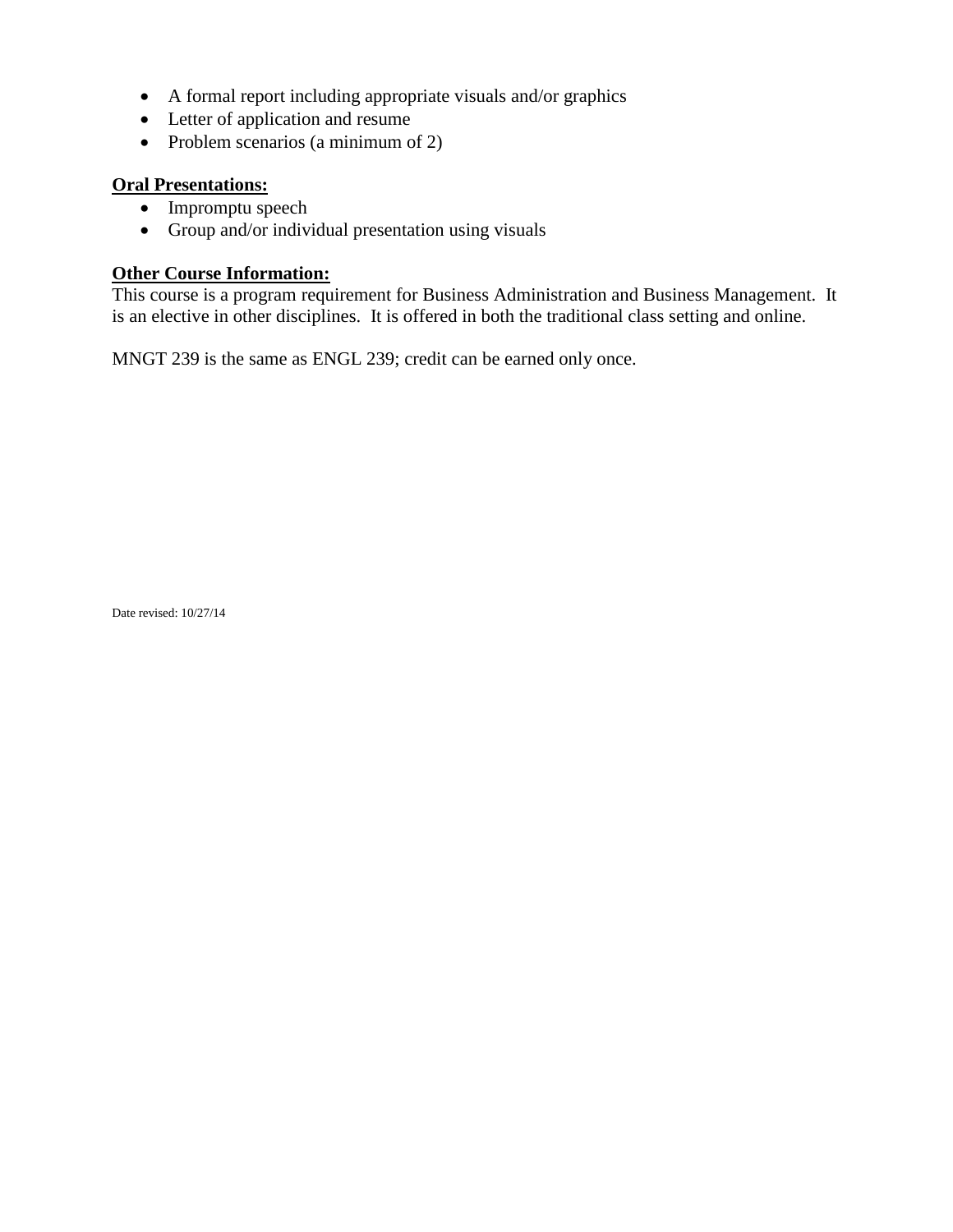- A formal report including appropriate visuals and/or graphics
- Letter of application and resume
- Problem scenarios (a minimum of 2)

**Oral Presentations:**

- Impromptu speech
- Group and/or individual presentation using visuals

**Other Course Information:**

This course is a program requirement for Business Administration and Business Management. It is an elective in other disciplines. It is offered in both the traditional class setting and online.

MNGT 239 is the same as ENGL 239; credit can be earned only once.

Date revised: 10/27/14